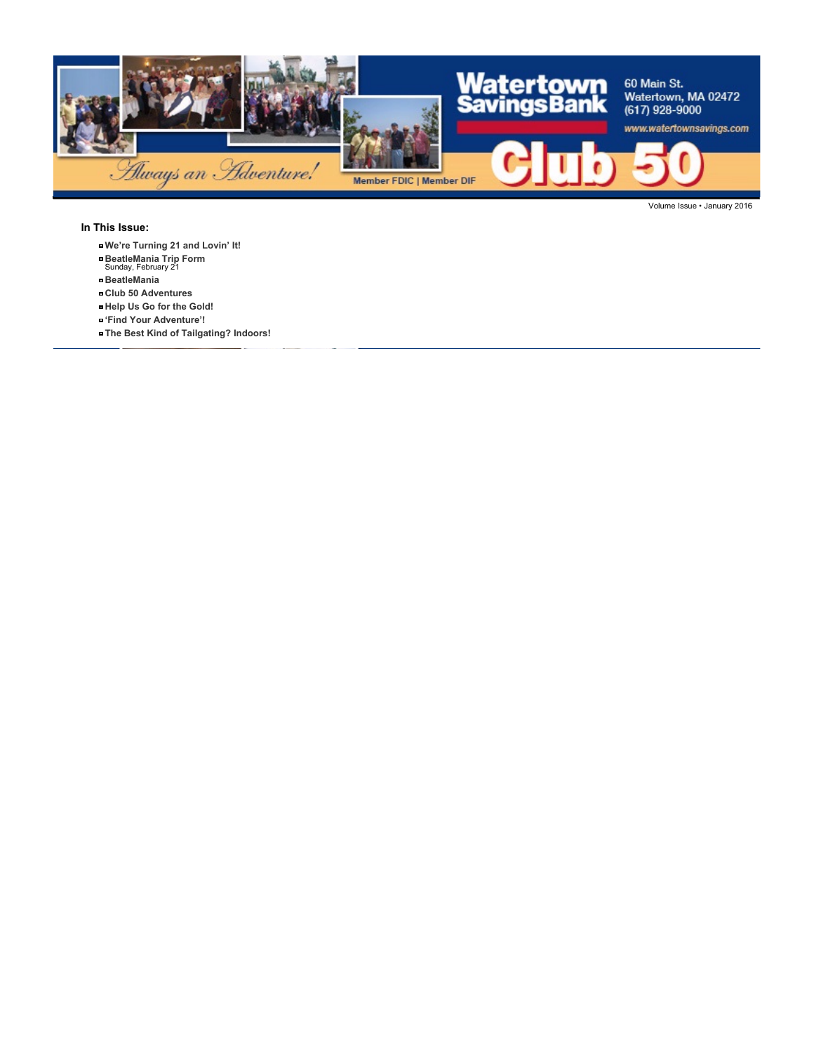Watertown Savings Bank

60 Main St.
Watertown, MA 02472
(617) 928-9000

www.watertownsavings.com

*Always an Adventure!*

Member FDIC | Member DIF

# Club 50

Volume Issue • January 2016

**In This Issue:**

- **We're Turning 21 and Lovin' It!**
- **BeatleMania Trip Form**
  Sunday, February 21
- **BeatleMania**
- **Club 50 Adventures**
- **Help Us Go for the Gold!**
- **'Find Your Adventure'!**
- **The Best Kind of Tailgating? Indoors!**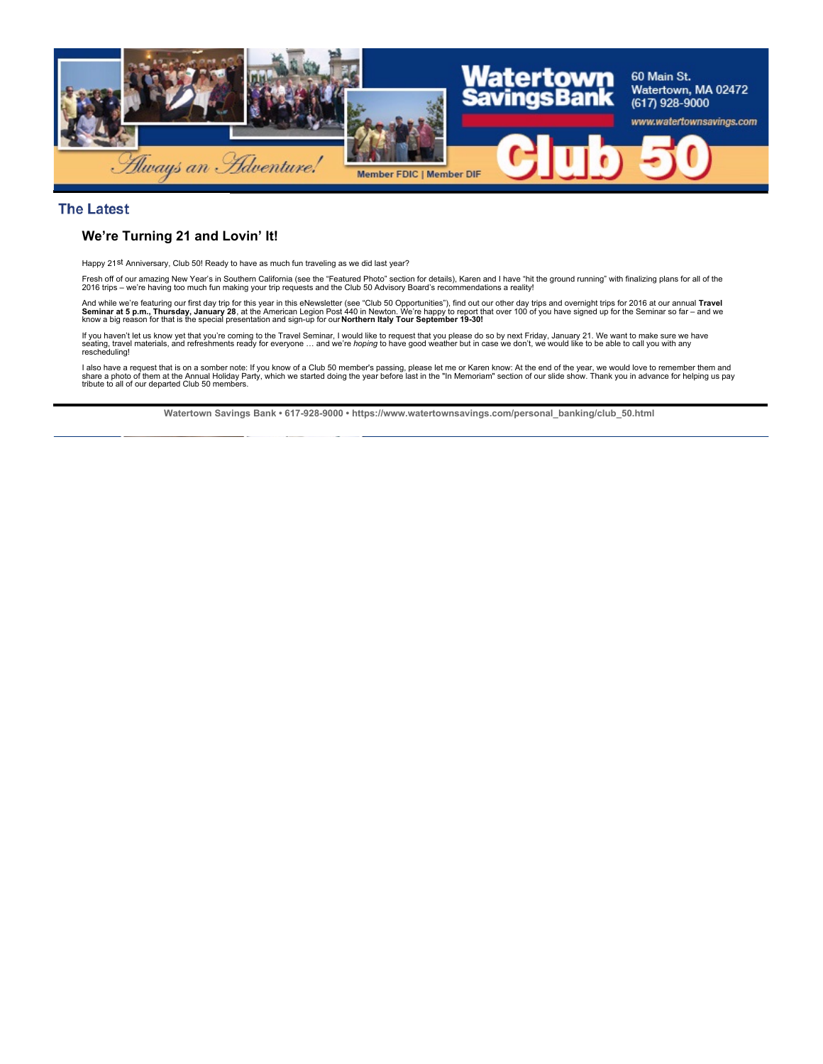## The Latest

### We're Turning 21 and Lovin' It!

Happy 21st Anniversary, Club 50! Ready to have as much fun traveling as we did last year?

Fresh off of our amazing New Year's in Southern California (see the "Featured Photo" section for details), Karen and I have "hit the ground running" with finalizing plans for all of the 2016 trips – we're having too much fun making your trip requests and the Club 50 Advisory Board's recommendations a reality!

And while we're featuring our first day trip for this year in this eNewsletter (see "Club 50 Opportunities"), find out our other day trips and overnight trips for 2016 at our annual **Travel Seminar at 5 p.m., Thursday, January 28**, at the American Legion Post 440 in Newton. We're happy to report that over 100 of you have signed up for the Seminar so far – and we know a big reason for that is the special presentation and sign-up for our **Northern Italy Tour September 19-30!**

If you haven't let us know yet that you're coming to the Travel Seminar, I would like to request that you please do so by next Friday, January 21. We want to make sure we have seating, travel materials, and refreshments ready for everyone … and we're *hoping* to have good weather but in case we don't, we would like to be able to call you with any rescheduling!

I also have a request that is on a somber note: If you know of a Club 50 member's passing, please let me or Karen know: At the end of the year, we would love to remember them and share a photo of them at the Annual Holiday Party, which we started doing the year before last in the "In Memoriam" section of our slide show. Thank you in advance for helping us pay tribute to all of our departed Club 50 members.

**Watertown Savings Bank • 617-928-9000 • https://www.watertownsavings.com/personal_banking/club_50.html**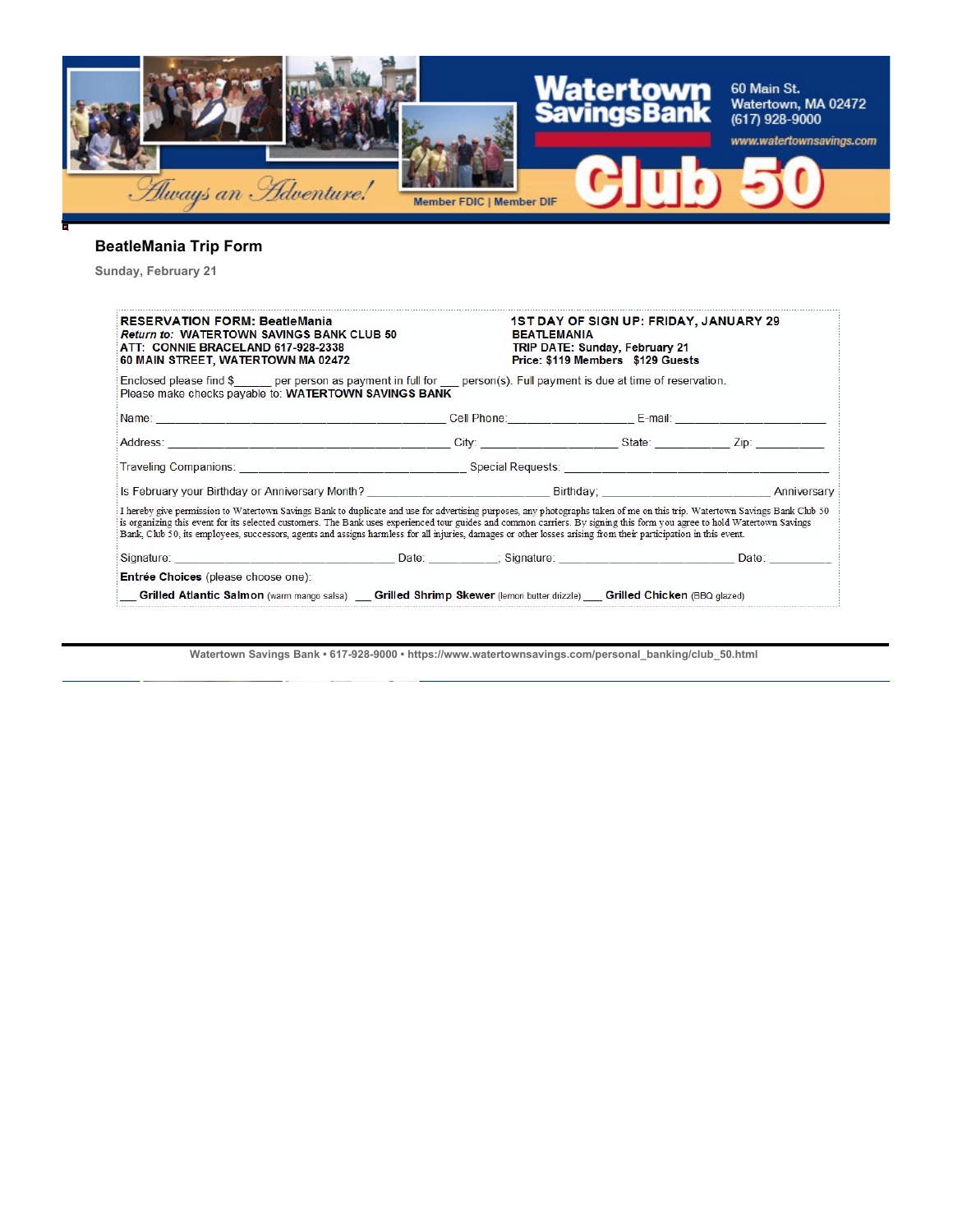Watertown Savings Bank
60 Main St.
Watertown, MA 02472
(617) 928-9000
www.watertownsavings.com

*Always an Adventure!*

Member FDIC | Member DIF

Club 50

## BeatleMania Trip Form

**Sunday, February 21**

**RESERVATION FORM: BeatleMania**
***Return to:*** **WATERTOWN SAVINGS BANK CLUB 50**
**ATT: CONNIE BRACELAND 617-928-2338**
**60 MAIN STREET, WATERTOWN MA 02472**

**1ST DAY OF SIGN UP: FRIDAY, JANUARY 29**
**BEATLEMANIA**
**TRIP DATE: Sunday, February 21**
**Price: $119 Members $129 Guests**

Enclosed please find $______ per person as payment in full for ___ person(s). Full payment is due at time of reservation.
Please make checks payable to: **WATERTOWN SAVINGS BANK**

Name: ____________________________________________ Cell Phone:___________________ E-mail: ______________________

Address: ___________________________________________ City: ___________________ State: ___________ Zip: __________

Traveling Companions: ___________________________________ Special Requests: ________________________________________

Is February your Birthday or Anniversary Month? ___________________________ Birthday; _________________________ Anniversary

I hereby give permission to Watertown Savings Bank to duplicate and use for advertising purposes, any photographs taken of me on this trip. Watertown Savings Bank Club 50 is organizing this event for its selected customers. The Bank uses experienced tour guides and common carriers. By signing this form you agree to hold Watertown Savings Bank, Club 50, its employees, successors, agents and assigns harmless for all injuries, damages or other losses arising from their participation in this event.

Signature: _________________________________ Date: __________; Signature: __________________________ Date: _________

**Entrée Choices** (please choose one):

___ **Grilled Atlantic Salmon** (warm mango salsa) ___ **Grilled Shrimp Skewer** (lemon butter drizzle) ___ **Grilled Chicken** (BBQ glazed)

Watertown Savings Bank • 617-928-9000 • https://www.watertownsavings.com/personal_banking/club_50.html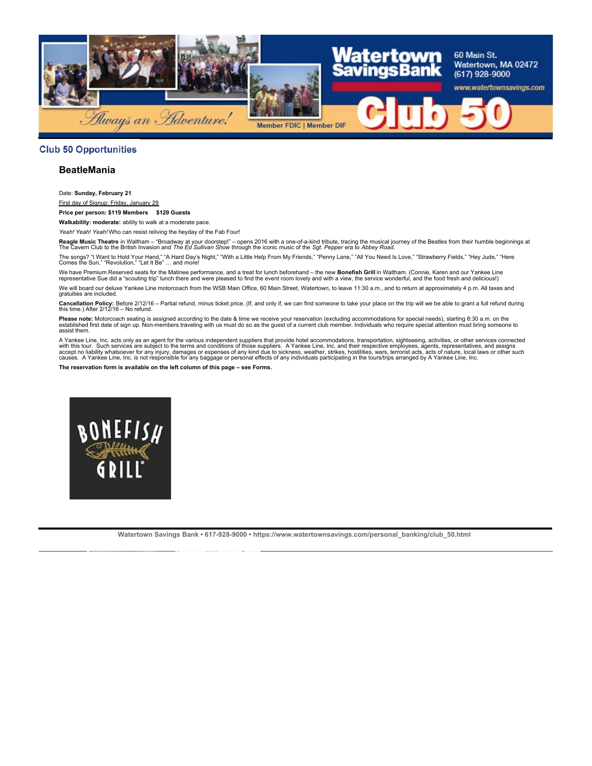## Club 50 Opportunities

### BeatleMania

Date: **Sunday, February 21**

First day of Signup: Friday, January 29

**Price per person: $119 Members    $129 Guests**

**Walkability: moderate:** ability to walk at a moderate pace.

*Yeah! Yeah! Yeah!* Who can resist reliving the heyday of the Fab Four!

**Reagle Music Theatre** in Waltham – "Broadway at your doorstep!" – opens 2016 with a one-of-a-kind tribute, tracing the musical journey of the Beatles from their humble beginnings at The Cavern Club to the British Invasion and *The Ed Sullivan Show* through the iconic music of the *Sgt. Pepper* era to *Abbey Road.*

The songs? "I Want to Hold Your Hand," "A Hard Day's Night," "With a Little Help From My Friends," "Penny Lane," "All You Need Is Love," "Strawberry Fields," "Hey Jude," "Here Comes the Sun," "Revolution," "Let It Be" … and more!

We have Premium Reserved seats for the Matinee performance, and a treat for lunch beforehand – the new **Bonefish Grill** in Waltham. (Connie, Karen and our Yankee Line representative Sue did a "scouting trip" lunch there and were pleased to find the event room lovely and with a view, the service wonderful, and the food fresh and delicious!)

We will board our deluxe Yankee Line motorcoach from the WSB Main Office, 60 Main Street, Watertown, to leave 11:30 a.m., and to return at approximately 4 p.m. All taxes and gratuities are included.

**Cancellation Policy:** Before 2/12/16 – Partial refund, minus ticket price. (If, and only if, we can find someone to take your place on the trip will we be able to grant a full refund during this time.) After 2/12/16 – No refund.

**Please note:** Motorcoach seating is assigned according to the date & time we receive your reservation (excluding accommodations for special needs), starting 8:30 a.m. on the established first date of sign up. Non-members traveling with us must do so as the guest of a current club member. Individuals who require special attention must bring someone to assist them.

A Yankee Line, Inc. acts only as an agent for the various independent suppliers that provide hotel accommodations, transportation, sightseeing, activities, or other services connected with this tour. Such services are subject to the terms and conditions of those suppliers. A Yankee Line, Inc. and their respective employees, agents, representatives, and assigns accept no liability whatsoever for any injury, damages or expenses of any kind due to sickness, weather, strikes, hostilities, wars, terrorist acts, acts of nature, local laws or other such causes. A Yankee Line, Inc. is not responsible for any baggage or personal effects of any individuals participating in the tours/trips arranged by A Yankee Line, Inc.

**The reservation form is available on the left column of this page – see Forms.**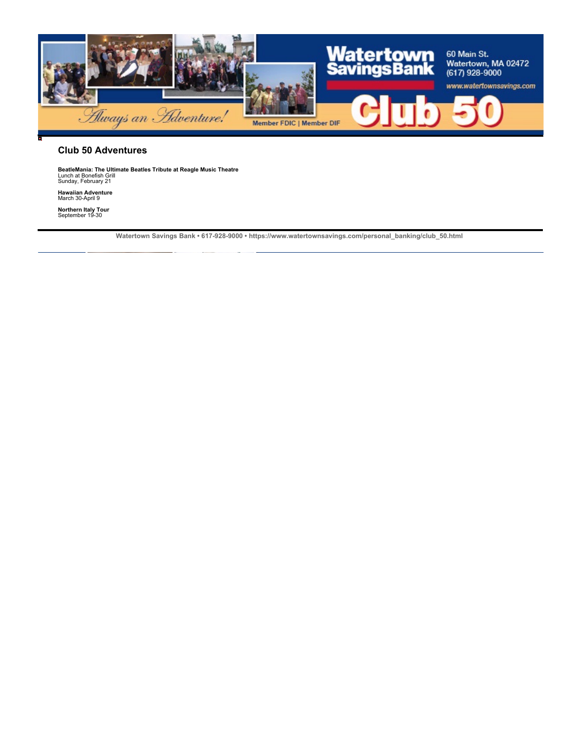Watertown Savings Bank

60 Main St.
Watertown, MA 02472
(617) 928-9000
www.watertownsavings.com

*Always an Adventure!*

Member FDIC | Member DIF

Club 50

## Club 50 Adventures

**BeatleMania: The Ultimate Beatles Tribute at Reagle Music Theatre**
Lunch at Bonefish Grill
Sunday, February 21

**Hawaiian Adventure**
March 30-April 9

**Northern Italy Tour**
September 19-30

---

**Watertown Savings Bank • 617-928-9000 • https://www.watertownsavings.com/personal_banking/club_50.html**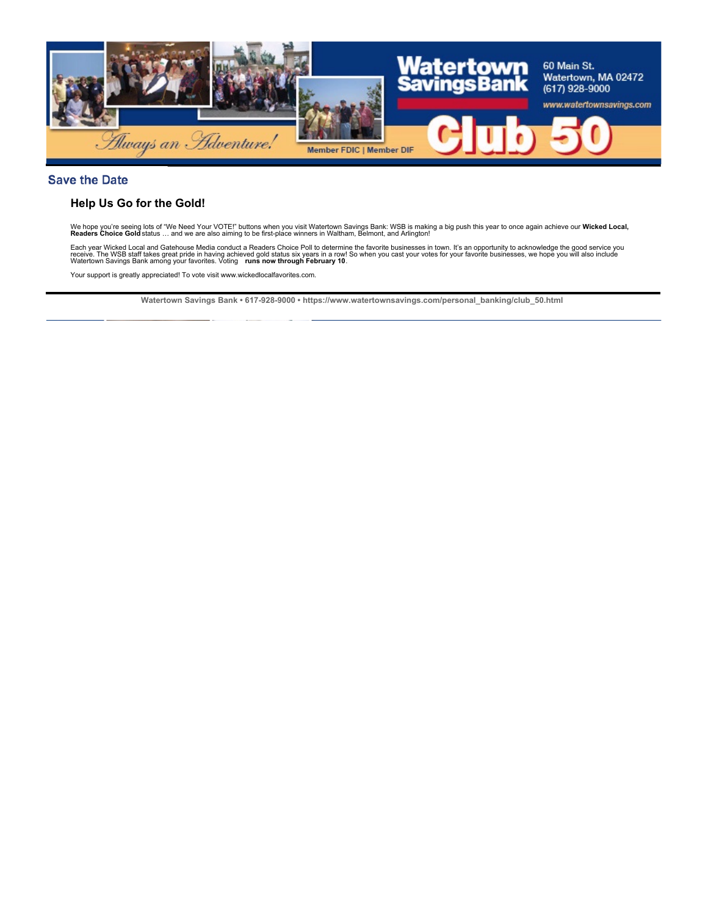## Save the Date

### Help Us Go for the Gold!

We hope you're seeing lots of "We Need Your VOTE!" buttons when you visit Watertown Savings Bank: WSB is making a big push this year to once again achieve our **Wicked Local, Readers Choice Gold** status … and we are also aiming to be first-place winners in Waltham, Belmont, and Arlington!

Each year Wicked Local and Gatehouse Media conduct a Readers Choice Poll to determine the favorite businesses in town. It's an opportunity to acknowledge the good service you receive. The WSB staff takes great pride in having achieved gold status six years in a row! So when you cast your votes for your favorite businesses, we hope you will also include Watertown Savings Bank among your favorites. Voting **runs now through February 10**.

Your support is greatly appreciated! To vote visit www.wickedlocalfavorites.com.

**Watertown Savings Bank • 617-928-9000 • https://www.watertownsavings.com/personal_banking/club_50.html**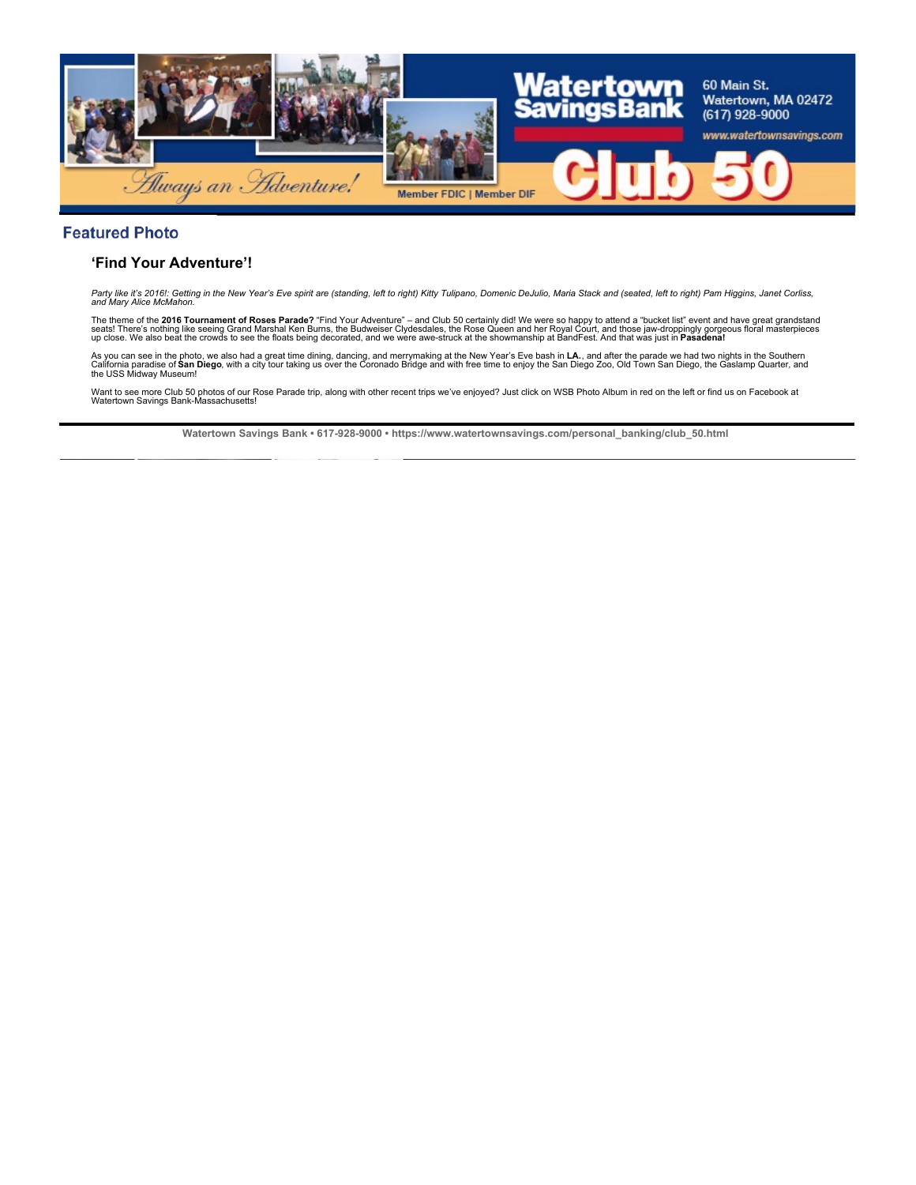## Featured Photo

### 'Find Your Adventure'!

*Party like it's 2016!: Getting in the New Year's Eve spirit are (standing, left to right) Kitty Tulipano, Domenic DeJulio, Maria Stack and (seated, left to right) Pam Higgins, Janet Corliss, and Mary Alice McMahon.*

The theme of the **2016 Tournament of Roses Parade?** "Find Your Adventure" – and Club 50 certainly did! We were so happy to attend a "bucket list" event and have great grandstand seats! There's nothing like seeing Grand Marshal Ken Burns, the Budweiser Clydesdales, the Rose Queen and her Royal Court, and those jaw-droppingly gorgeous floral masterpieces up close. We also beat the crowds to see the floats being decorated, and we were awe-struck at the showmanship at BandFest. And that was just in **Pasadena!**

As you can see in the photo, we also had a great time dining, dancing, and merrymaking at the New Year's Eve bash in **LA.**, and after the parade we had two nights in the Southern California paradise of **San Diego**, with a city tour taking us over the Coronado Bridge and with free time to enjoy the San Diego Zoo, Old Town San Diego, the Gaslamp Quarter, and the USS Midway Museum!

Want to see more Club 50 photos of our Rose Parade trip, along with other recent trips we've enjoyed? Just click on WSB Photo Album in red on the left or find us on Facebook at Watertown Savings Bank-Massachusetts!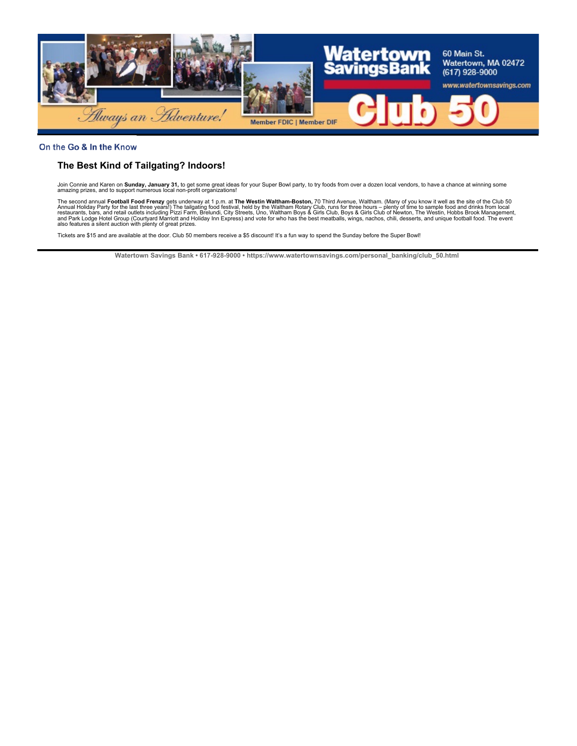Watertown Savings Bank

60 Main St.
Watertown, MA 02472
(617) 928-9000

www.watertownsavings.com

*Always an Adventure!*

Member FDIC | Member DIF

# Club 50

On the Go & In the Know

## The Best Kind of Tailgating? Indoors!

Join Connie and Karen on **Sunday, January 31,** to get some great ideas for your Super Bowl party, to try foods from over a dozen local vendors, to have a chance at winning some amazing prizes, and to support numerous local non-profit organizations!

The second annual **Football Food Frenzy** gets underway at 1 p.m. at **The Westin Waltham-Boston,** 70 Third Avenue, Waltham. (Many of you know it well as the site of the Club 50 Annual Holiday Party for the last three years!) The tailgating food festival, held by the Waltham Rotary Club, runs for three hours – plenty of time to sample food and drinks from local restaurants, bars, and retail outlets including Pizzi Farm, Brelundi, City Streets, Uno, Waltham Boys & Girls Club, Boys & Girls Club of Newton, The Westin, Hobbs Brook Management, and Park Lodge Hotel Group (Courtyard Marriott and Holiday Inn Express) and vote for who has the best meatballs, wings, nachos, chili, desserts, and unique football food. The event also features a silent auction with plenty of great prizes.

Tickets are $15 and are available at the door. Club 50 members receive a $5 discount! It's a fun way to spend the Sunday before the Super Bowl!

Watertown Savings Bank • 617-928-9000 • https://www.watertownsavings.com/personal_banking/club_50.html